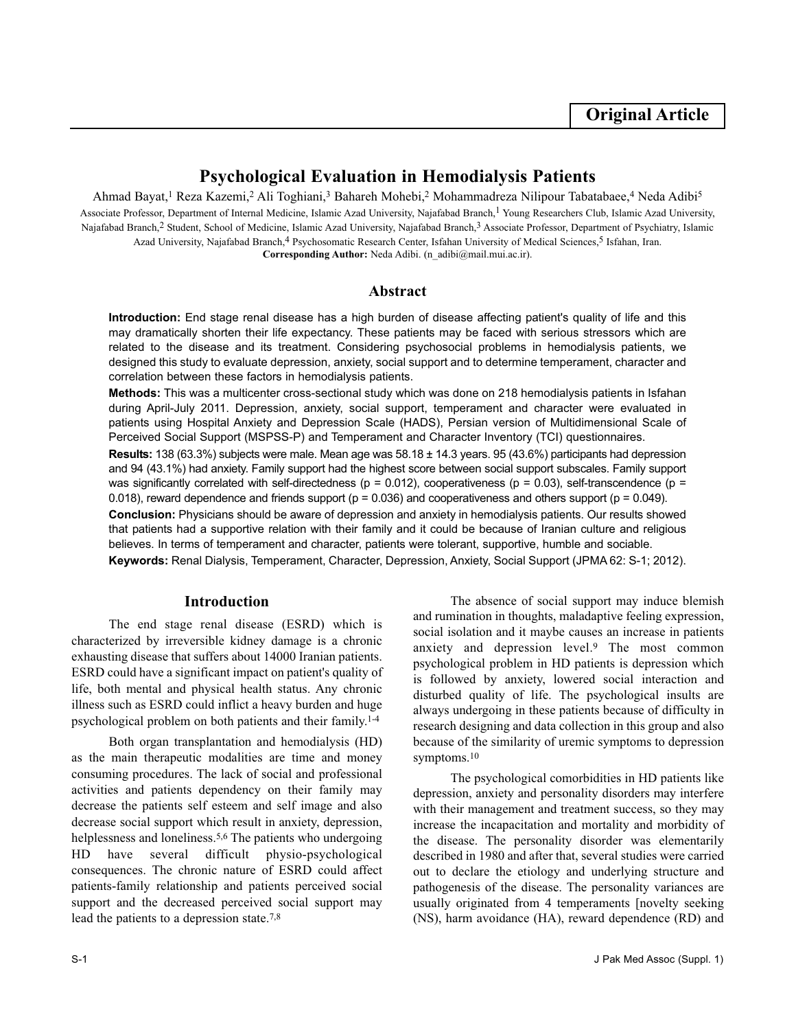**Original Article**

# Psychological Evaluation in Hemodialysis Patients

Ahmad Bayat,[1] Reza Kazemi,[2] Ali Toghiani,[3] Bahareh Mohebi,[2] Mohammadreza Nilipour Tabatabaee,[4] Neda Adibi[5]

Associate Professor, Department of Internal Medicine, Islamic Azad University, Najafabad Branch,[1] Young Researchers Club, Islamic Azad University, Najafabad Branch,[2] Student, School of Medicine, Islamic Azad University, Najafabad Branch,[3] Associate Professor, Department of Psychiatry, Islamic Azad University, Najafabad Branch,[4] Psychosomatic Research Center, Isfahan University of Medical Sciences,[5] Isfahan, Iran.

**Corresponding Author:** Neda Adibi. (n_adibi@mail.mui.ac.ir).

## Abstract

**Introduction:** End stage renal disease has a high burden of disease affecting patient's quality of life and this may dramatically shorten their life expectancy. These patients may be faced with serious stressors which are related to the disease and its treatment. Considering psychosocial problems in hemodialysis patients, we designed this study to evaluate depression, anxiety, social support and to determine temperament, character and correlation between these factors in hemodialysis patients.

**Methods:** This was a multicenter cross-sectional study which was done on 218 hemodialysis patients in Isfahan during April-July 2011. Depression, anxiety, social support, temperament and character were evaluated in patients using Hospital Anxiety and Depression Scale (HADS), Persian version of Multidimensional Scale of Perceived Social Support (MSPSS-P) and Temperament and Character Inventory (TCI) questionnaires.

**Results:** 138 (63.3%) subjects were male. Mean age was 58.18 ± 14.3 years. 95 (43.6%) participants had depression and 94 (43.1%) had anxiety. Family support had the highest score between social support subscales. Family support was significantly correlated with self-directedness ($p = 0.012$), cooperativeness ($p = 0.03$), self-transcendence ($p = 0.018$), reward dependence and friends support ($p = 0.036$) and cooperativeness and others support ($p = 0.049$).

**Conclusion:** Physicians should be aware of depression and anxiety in hemodialysis patients. Our results showed that patients had a supportive relation with their family and it could be because of Iranian culture and religious believes. In terms of temperament and character, patients were tolerant, supportive, humble and sociable.

**Keywords:** Renal Dialysis, Temperament, Character, Depression, Anxiety, Social Support (JPMA 62: S-1; 2012).

## Introduction

The end stage renal disease (ESRD) which is characterized by irreversible kidney damage is a chronic exhausting disease that suffers about 14000 Iranian patients. ESRD could have a significant impact on patient's quality of life, both mental and physical health status. Any chronic illness such as ESRD could inflict a heavy burden and huge psychological problem on both patients and their family.[1-4]

Both organ transplantation and hemodialysis (HD) as the main therapeutic modalities are time and money consuming procedures. The lack of social and professional activities and patients dependency on their family may decrease the patients self esteem and self image and also decrease social support which result in anxiety, depression, helplessness and loneliness.[5,6] The patients who undergoing HD have several difficult physio-psychological consequences. The chronic nature of ESRD could affect patients-family relationship and patients perceived social support and the decreased perceived social support may lead the patients to a depression state.[7,8]

The absence of social support may induce blemish and rumination in thoughts, maladaptive feeling expression, social isolation and it maybe causes an increase in patients anxiety and depression level.[9] The most common psychological problem in HD patients is depression which is followed by anxiety, lowered social interaction and disturbed quality of life. The psychological insults are always undergoing in these patients because of difficulty in research designing and data collection in this group and also because of the similarity of uremic symptoms to depression symptoms.[10]

The psychological comorbidities in HD patients like depression, anxiety and personality disorders may interfere with their management and treatment success, so they may increase the incapacitation and mortality and morbidity of the disease. The personality disorder was elementarily described in 1980 and after that, several studies were carried out to declare the etiology and underlying structure and pathogenesis of the disease. The personality variances are usually originated from 4 temperaments [novelty seeking (NS), harm avoidance (HA), reward dependence (RD) and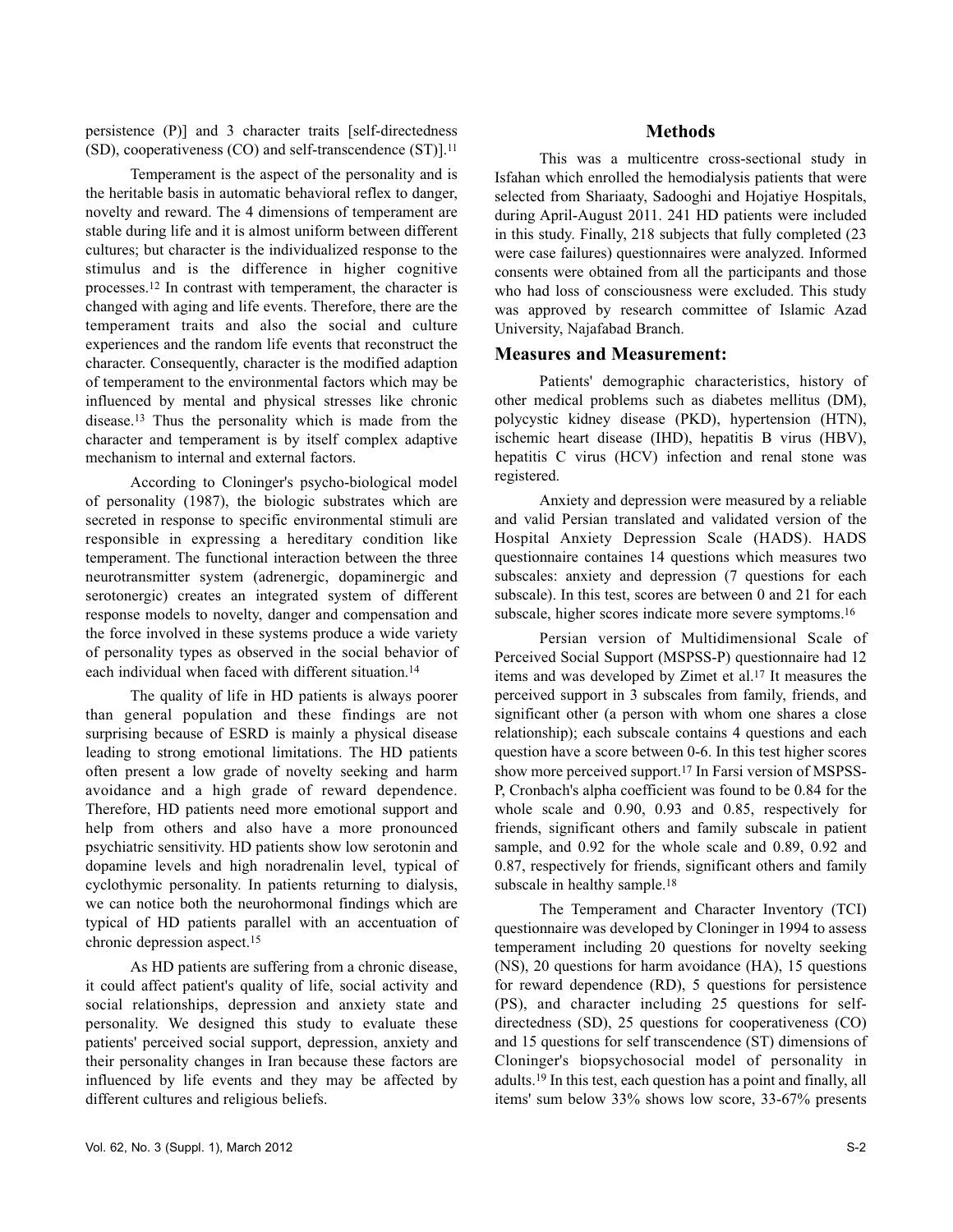persistence (P)] and 3 character traits [self-directedness (SD), cooperativeness (CO) and self-transcendence (ST)].[11]

Temperament is the aspect of the personality and is the heritable basis in automatic behavioral reflex to danger, novelty and reward. The 4 dimensions of temperament are stable during life and it is almost uniform between different cultures; but character is the individualized response to the stimulus and is the difference in higher cognitive processes.[12] In contrast with temperament, the character is changed with aging and life events. Therefore, there are the temperament traits and also the social and culture experiences and the random life events that reconstruct the character. Consequently, character is the modified adaption of temperament to the environmental factors which may be influenced by mental and physical stresses like chronic disease.[13] Thus the personality which is made from the character and temperament is by itself complex adaptive mechanism to internal and external factors.

According to Cloninger's psycho-biological model of personality (1987), the biologic substrates which are secreted in response to specific environmental stimuli are responsible in expressing a hereditary condition like temperament. The functional interaction between the three neurotransmitter system (adrenergic, dopaminergic and serotonergic) creates an integrated system of different response models to novelty, danger and compensation and the force involved in these systems produce a wide variety of personality types as observed in the social behavior of each individual when faced with different situation.[14]

The quality of life in HD patients is always poorer than general population and these findings are not surprising because of ESRD is mainly a physical disease leading to strong emotional limitations. The HD patients often present a low grade of novelty seeking and harm avoidance and a high grade of reward dependence. Therefore, HD patients need more emotional support and help from others and also have a more pronounced psychiatric sensitivity. HD patients show low serotonin and dopamine levels and high noradrenalin level, typical of cyclothymic personality. In patients returning to dialysis, we can notice both the neurohormonal findings which are typical of HD patients parallel with an accentuation of chronic depression aspect.[15]

As HD patients are suffering from a chronic disease, it could affect patient's quality of life, social activity and social relationships, depression and anxiety state and personality. We designed this study to evaluate these patients' perceived social support, depression, anxiety and their personality changes in Iran because these factors are influenced by life events and they may be affected by different cultures and religious beliefs.

## Methods

This was a multicentre cross-sectional study in Isfahan which enrolled the hemodialysis patients that were selected from Shariaaty, Sadooghi and Hojatiye Hospitals, during April-August 2011. 241 HD patients were included in this study. Finally, 218 subjects that fully completed (23 were case failures) questionnaires were analyzed. Informed consents were obtained from all the participants and those who had loss of consciousness were excluded. This study was approved by research committee of Islamic Azad University, Najafabad Branch.

### Measures and Measurement:

Patients' demographic characteristics, history of other medical problems such as diabetes mellitus (DM), polycystic kidney disease (PKD), hypertension (HTN), ischemic heart disease (IHD), hepatitis B virus (HBV), hepatitis C virus (HCV) infection and renal stone was registered.

Anxiety and depression were measured by a reliable and valid Persian translated and validated version of the Hospital Anxiety Depression Scale (HADS). HADS questionnaire containes 14 questions which measures two subscales: anxiety and depression (7 questions for each subscale). In this test, scores are between 0 and 21 for each subscale, higher scores indicate more severe symptoms.[16]

Persian version of Multidimensional Scale of Perceived Social Support (MSPSS-P) questionnaire had 12 items and was developed by Zimet et al.[17] It measures the perceived support in 3 subscales from family, friends, and significant other (a person with whom one shares a close relationship); each subscale contains 4 questions and each question have a score between 0-6. In this test higher scores show more perceived support.[17] In Farsi version of MSPSS-P, Cronbach's alpha coefficient was found to be 0.84 for the whole scale and 0.90, 0.93 and 0.85, respectively for friends, significant others and family subscale in patient sample, and 0.92 for the whole scale and 0.89, 0.92 and 0.87, respectively for friends, significant others and family subscale in healthy sample.[18]

The Temperament and Character Inventory (TCI) questionnaire was developed by Cloninger in 1994 to assess temperament including 20 questions for novelty seeking (NS), 20 questions for harm avoidance (HA), 15 questions for reward dependence (RD), 5 questions for persistence (PS), and character including 25 questions for self-directedness (SD), 25 questions for cooperativeness (CO) and 15 questions for self transcendence (ST) dimensions of Cloninger's biopsychosocial model of personality in adults.[19] In this test, each question has a point and finally, all items' sum below 33% shows low score, 33-67% presents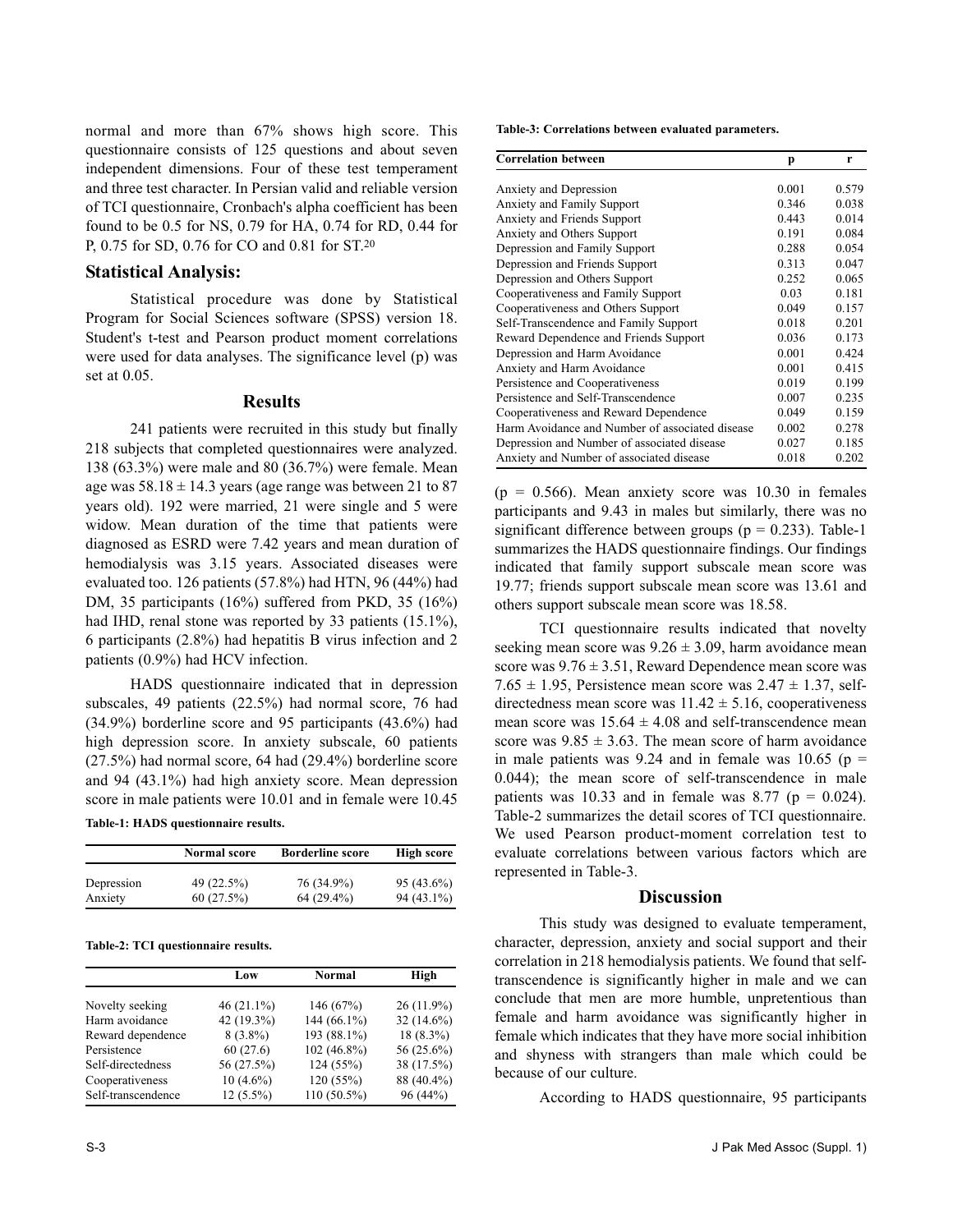normal and more than 67% shows high score. This questionnaire consists of 125 questions and about seven independent dimensions. Four of these test temperament and three test character. In Persian valid and reliable version of TCI questionnaire, Cronbach's alpha coefficient has been found to be 0.5 for NS, 0.79 for HA, 0.74 for RD, 0.44 for P, 0.75 for SD, 0.76 for CO and 0.81 for ST.[20]

## Statistical Analysis:

Statistical procedure was done by Statistical Program for Social Sciences software (SPSS) version 18. Student's t-test and Pearson product moment correlations were used for data analyses. The significance level (p) was set at 0.05.

## Results

241 patients were recruited in this study but finally 218 subjects that completed questionnaires were analyzed. 138 (63.3%) were male and 80 (36.7%) were female. Mean age was $58.18 \pm 14.3$ years (age range was between 21 to 87 years old). 192 were married, 21 were single and 5 were widow. Mean duration of the time that patients were diagnosed as ESRD were 7.42 years and mean duration of hemodialysis was 3.15 years. Associated diseases were evaluated too. 126 patients (57.8%) had HTN, 96 (44%) had DM, 35 participants (16%) suffered from PKD, 35 (16%) had IHD, renal stone was reported by 33 patients (15.1%), 6 participants (2.8%) had hepatitis B virus infection and 2 patients (0.9%) had HCV infection.

HADS questionnaire indicated that in depression subscales, 49 patients (22.5%) had normal score, 76 had (34.9%) borderline score and 95 participants (43.6%) had high depression score. In anxiety subscale, 60 patients (27.5%) had normal score, 64 had (29.4%) borderline score and 94 (43.1%) had high anxiety score. Mean depression score in male patients were 10.01 and in female were 10.45 ($p = 0.566$). Mean anxiety score was 10.30 in females participants and 9.43 in males but similarly, there was no significant difference between groups ($p = 0.233$). Table-1 summarizes the HADS questionnaire findings. Our findings indicated that family support subscale mean score was 19.77; friends support subscale mean score was 13.61 and others support subscale mean score was 18.58.

**Table-1: HADS questionnaire results.**

| | Normal score | Borderline score | High score |
|---|---|---|---|
| Depression | 49 (22.5%) | 76 (34.9%) | 95 (43.6%) |
| Anxiety | 60 (27.5%) | 64 (29.4%) | 94 (43.1%) |

**Table-2: TCI questionnaire results.**

| | Low | Normal | High |
|---|---|---|---|
| Novelty seeking | 46 (21.1%) | 146 (67%) | 26 (11.9%) |
| Harm avoidance | 42 (19.3%) | 144 (66.1%) | 32 (14.6%) |
| Reward dependence | 8 (3.8%) | 193 (88.1%) | 18 (8.3%) |
| Persistence | 60 (27.6) | 102 (46.8%) | 56 (25.6%) |
| Self-directedness | 56 (27.5%) | 124 (55%) | 38 (17.5%) |
| Cooperativeness | 10 (4.6%) | 120 (55%) | 88 (40.4%) |
| Self-transcendence | 12 (5.5%) | 110 (50.5%) | 96 (44%) |

TCI questionnaire results indicated that novelty seeking mean score was $9.26 \pm 3.09$, harm avoidance mean score was $9.76 \pm 3.51$, Reward Dependence mean score was $7.65 \pm 1.95$, Persistence mean score was $2.47 \pm 1.37$, self-directedness mean score was $11.42 \pm 5.16$, cooperativeness mean score was $15.64 \pm 4.08$ and self-transcendence mean score was $9.85 \pm 3.63$. The mean score of harm avoidance in male patients was 9.24 and in female was 10.65 ($p = 0.044$); the mean score of self-transcendence in male patients was 10.33 and in female was 8.77 ($p = 0.024$). Table-2 summarizes the detail scores of TCI questionnaire. We used Pearson product-moment correlation test to evaluate correlations between various factors which are represented in Table-3.

**Table-3: Correlations between evaluated parameters.**

| Correlation between | p | r |
|---|---|---|
| Anxiety and Depression | 0.001 | 0.579 |
| Anxiety and Family Support | 0.346 | 0.038 |
| Anxiety and Friends Support | 0.443 | 0.014 |
| Anxiety and Others Support | 0.191 | 0.084 |
| Depression and Family Support | 0.288 | 0.054 |
| Depression and Friends Support | 0.313 | 0.047 |
| Depression and Others Support | 0.252 | 0.065 |
| Cooperativeness and Family Support | 0.03 | 0.181 |
| Cooperativeness and Others Support | 0.049 | 0.157 |
| Self-Transcendence and Family Support | 0.018 | 0.201 |
| Reward Dependence and Friends Support | 0.036 | 0.173 |
| Depression and Harm Avoidance | 0.001 | 0.424 |
| Anxiety and Harm Avoidance | 0.001 | 0.415 |
| Persistence and Cooperativeness | 0.019 | 0.199 |
| Persistence and Self-Transcendence | 0.007 | 0.235 |
| Cooperativeness and Reward Dependence | 0.049 | 0.159 |
| Harm Avoidance and Number of associated disease | 0.002 | 0.278 |
| Depression and Number of associated disease | 0.027 | 0.185 |
| Anxiety and Number of associated disease | 0.018 | 0.202 |

## Discussion

This study was designed to evaluate temperament, character, depression, anxiety and social support and their correlation in 218 hemodialysis patients. We found that self-transcendence is significantly higher in male and we can conclude that men are more humble, unpretentious than female and harm avoidance was significantly higher in female which indicates that they have more social inhibition and shyness with strangers than male which could be because of our culture.

According to HADS questionnaire, 95 participants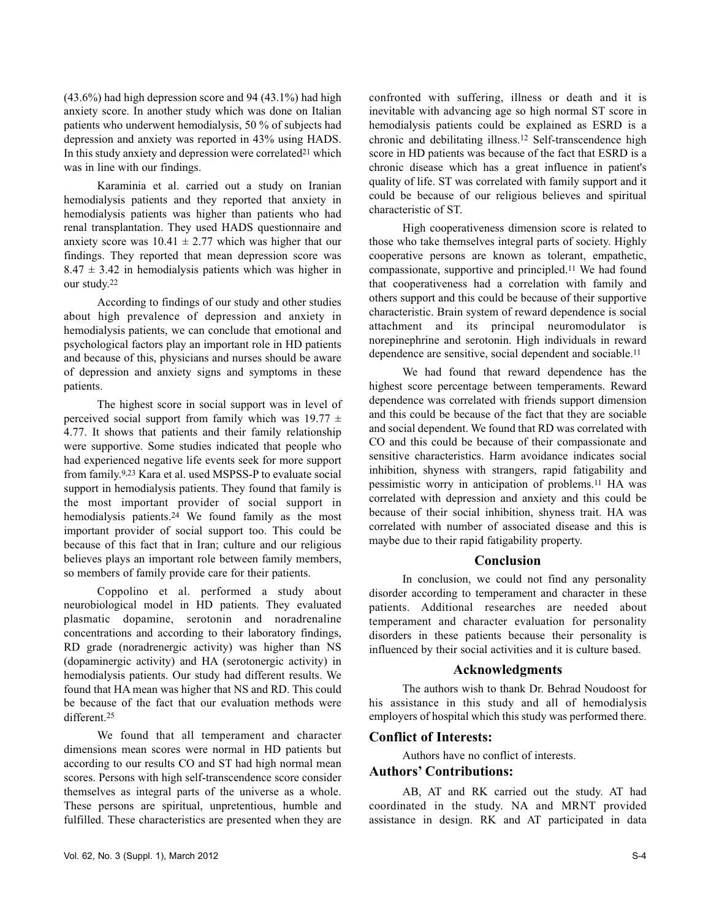(43.6%) had high depression score and 94 (43.1%) had high anxiety score. In another study which was done on Italian patients who underwent hemodialysis, 50 % of subjects had depression and anxiety was reported in 43% using HADS. In this study anxiety and depression were correlated[21] which was in line with our findings.

Karaminia et al. carried out a study on Iranian hemodialysis patients and they reported that anxiety in hemodialysis patients was higher than patients who had renal transplantation. They used HADS questionnaire and anxiety score was $10.41 \pm 2.77$ which was higher that our findings. They reported that mean depression score was $8.47 \pm 3.42$ in hemodialysis patients which was higher in our study.[22]

According to findings of our study and other studies about high prevalence of depression and anxiety in hemodialysis patients, we can conclude that emotional and psychological factors play an important role in HD patients and because of this, physicians and nurses should be aware of depression and anxiety signs and symptoms in these patients.

The highest score in social support was in level of perceived social support from family which was $19.77 \pm 4.77$. It shows that patients and their family relationship were supportive. Some studies indicated that people who had experienced negative life events seek for more support from family.[9,23] Kara et al. used MSPSS-P to evaluate social support in hemodialysis patients. They found that family is the most important provider of social support in hemodialysis patients.[24] We found family as the most important provider of social support too. This could be because of this fact that in Iran; culture and our religious believes plays an important role between family members, so members of family provide care for their patients.

Coppolino et al. performed a study about neurobiological model in HD patients. They evaluated plasmatic dopamine, serotonin and noradrenaline concentrations and according to their laboratory findings, RD grade (noradrenergic activity) was higher than NS (dopaminergic activity) and HA (serotonergic activity) in hemodialysis patients. Our study had different results. We found that HA mean was higher that NS and RD. This could be because of the fact that our evaluation methods were different.[25]

We found that all temperament and character dimensions mean scores were normal in HD patients but according to our results CO and ST had high normal mean scores. Persons with high self-transcendence score consider themselves as integral parts of the universe as a whole. These persons are spiritual, unpretentious, humble and fulfilled. These characteristics are presented when they are confronted with suffering, illness or death and it is inevitable with advancing age so high normal ST score in hemodialysis patients could be explained as ESRD is a chronic and debilitating illness.[12] Self-transcendence high score in HD patients was because of the fact that ESRD is a chronic disease which has a great influence in patient's quality of life. ST was correlated with family support and it could be because of our religious believes and spiritual characteristic of ST.

High cooperativeness dimension score is related to those who take themselves integral parts of society. Highly cooperative persons are known as tolerant, empathetic, compassionate, supportive and principled.[11] We had found that cooperativeness had a correlation with family and others support and this could be because of their supportive characteristic. Brain system of reward dependence is social attachment and its principal neuromodulator is norepinephrine and serotonin. High individuals in reward dependence are sensitive, social dependent and sociable.[11]

We had found that reward dependence has the highest score percentage between temperaments. Reward dependence was correlated with friends support dimension and this could be because of the fact that they are sociable and social dependent. We found that RD was correlated with CO and this could be because of their compassionate and sensitive characteristics. Harm avoidance indicates social inhibition, shyness with strangers, rapid fatigability and pessimistic worry in anticipation of problems.[11] HA was correlated with depression and anxiety and this could be because of their social inhibition, shyness trait. HA was correlated with number of associated disease and this is maybe due to their rapid fatigability property.

## Conclusion

In conclusion, we could not find any personality disorder according to temperament and character in these patients. Additional researches are needed about temperament and character evaluation for personality disorders in these patients because their personality is influenced by their social activities and it is culture based.

## Acknowledgments

The authors wish to thank Dr. Behrad Noudoost for his assistance in this study and all of hemodialysis employers of hospital which this study was performed there.

## Conflict of Interests:

Authors have no conflict of interests.

## Authors' Contributions:

AB, AT and RK carried out the study. AT had coordinated in the study. NA and MRNT provided assistance in design. RK and AT participated in data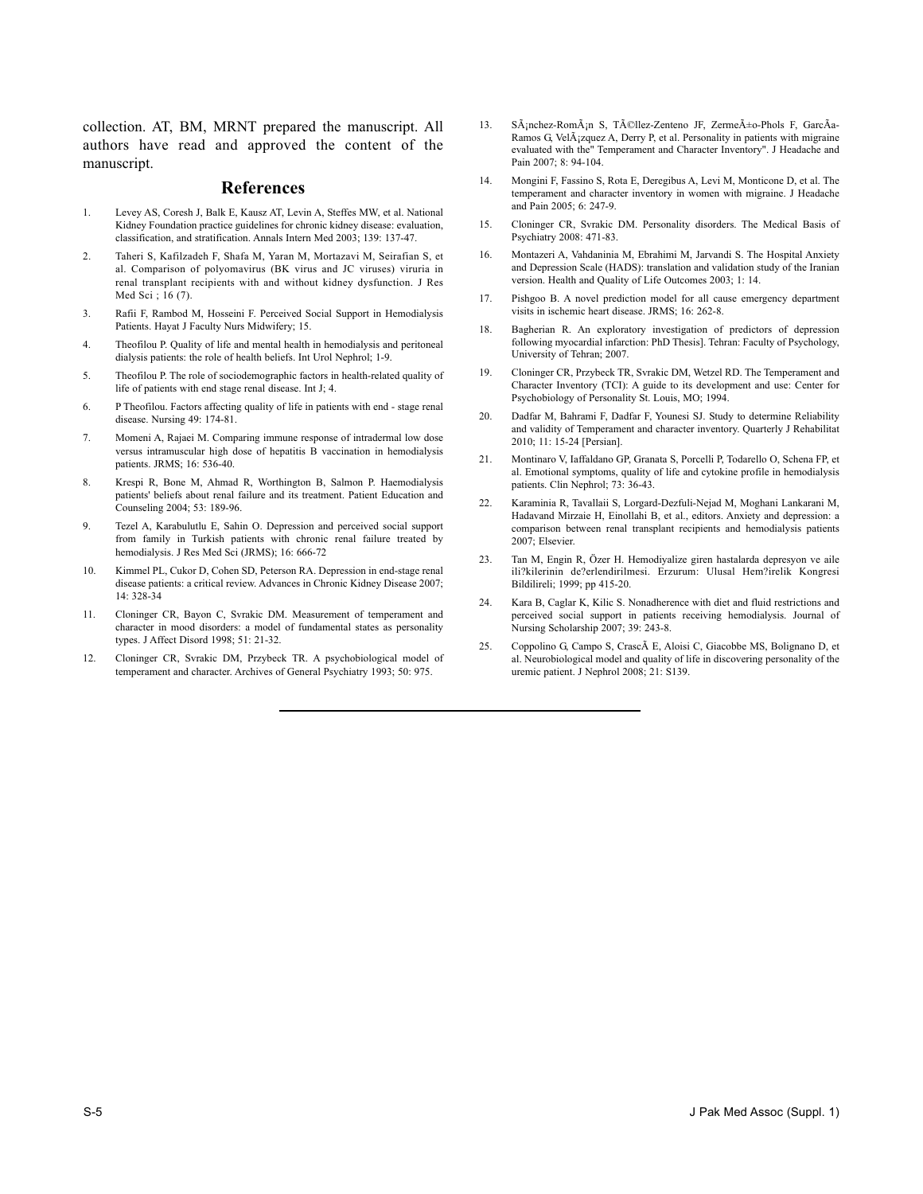collection. AT, BM, MRNT prepared the manuscript. All authors have read and approved the content of the manuscript.

## References

1. Levey AS, Coresh J, Balk E, Kausz AT, Levin A, Steffes MW, et al. National Kidney Foundation practice guidelines for chronic kidney disease: evaluation, classification, and stratification. Annals Intern Med 2003; 139: 137-47.
2. Taheri S, Kafilzadeh F, Shafa M, Yaran M, Mortazavi M, Seirafian S, et al. Comparison of polyomavirus (BK virus and JC viruses) viruria in renal transplant recipients with and without kidney dysfunction. J Res Med Sci ; 16 (7).
3. Rafii F, Rambod M, Hosseini F. Perceived Social Support in Hemodialysis Patients. Hayat J Faculty Nurs Midwifery; 15.
4. Theofilou P. Quality of life and mental health in hemodialysis and peritoneal dialysis patients: the role of health beliefs. Int Urol Nephrol; 1-9.
5. Theofilou P. The role of sociodemographic factors in health-related quality of life of patients with end stage renal disease. Int J; 4.
6. P Theofilou. Factors affecting quality of life in patients with end - stage renal disease. Nursing 49: 174-81.
7. Momeni A, Rajaei M. Comparing immune response of intradermal low dose versus intramuscular high dose of hepatitis B vaccination in hemodialysis patients. JRMS; 16: 536-40.
8. Krespi R, Bone M, Ahmad R, Worthington B, Salmon P. Haemodialysis patients' beliefs about renal failure and its treatment. Patient Education and Counseling 2004; 53: 189-96.
9. Tezel A, Karabulutlu E, Sahin O. Depression and perceived social support from family in Turkish patients with chronic renal failure treated by hemodialysis. J Res Med Sci (JRMS); 16: 666-72
10. Kimmel PL, Cukor D, Cohen SD, Peterson RA. Depression in end-stage renal disease patients: a critical review. Advances in Chronic Kidney Disease 2007; 14: 328-34
11. Cloninger CR, Bayon C, Svrakic DM. Measurement of temperament and character in mood disorders: a model of fundamental states as personality types. J Affect Disord 1998; 51: 21-32.
12. Cloninger CR, Svrakic DM, Przybeck TR. A psychobiological model of temperament and character. Archives of General Psychiatry 1993; 50: 975.
13. SÃ¡nchez-RomÃ¡n S, TÃ©llez-Zenteno JF, ZermeÃ±o-Phols F, GarcÃa-Ramos G, VelÃ¡zquez A, Derry P, et al. Personality in patients with migraine evaluated with the" Temperament and Character Inventory". J Headache and Pain 2007; 8: 94-104.
14. Mongini F, Fassino S, Rota E, Deregibus A, Levi M, Monticone D, et al. The temperament and character inventory in women with migraine. J Headache and Pain 2005; 6: 247-9.
15. Cloninger CR, Svrakic DM. Personality disorders. The Medical Basis of Psychiatry 2008: 471-83.
16. Montazeri A, Vahdaninia M, Ebrahimi M, Jarvandi S. The Hospital Anxiety and Depression Scale (HADS): translation and validation study of the Iranian version. Health and Quality of Life Outcomes 2003; 1: 14.
17. Pishgoo B. A novel prediction model for all cause emergency department visits in ischemic heart disease. JRMS; 16: 262-8.
18. Bagherian R. An exploratory investigation of predictors of depression following myocardial infarction: PhD Thesis]. Tehran: Faculty of Psychology, University of Tehran; 2007.
19. Cloninger CR, Przybeck TR, Svrakic DM, Wetzel RD. The Temperament and Character Inventory (TCI): A guide to its development and use: Center for Psychobiology of Personality St. Louis, MO; 1994.
20. Dadfar M, Bahrami F, Dadfar F, Younesi SJ. Study to determine Reliability and validity of Temperament and character inventory. Quarterly J Rehabilitat 2010; 11: 15-24 [Persian].
21. Montinaro V, Iaffaldano GP, Granata S, Porcelli P, Todarello O, Schena FP, et al. Emotional symptoms, quality of life and cytokine profile in hemodialysis patients. Clin Nephrol; 73: 36-43.
22. Karaminia R, Tavallaii S, Lorgard-Dezfuli-Nejad M, Moghani Lankarani M, Hadavand Mirzaie H, Einollahi B, et al., editors. Anxiety and depression: a comparison between renal transplant recipients and hemodialysis patients 2007; Elsevier.
23. Tan M, Engin R, Özer H. Hemodiyalize giren hastalarda depresyon ve aile ili?kilerinin de?erlendirilmesi. Erzurum: Ulusal Hem?irelik Kongresi Bildilireli; 1999; pp 415-20.
24. Kara B, Caglar K, Kilic S. Nonadherence with diet and fluid restrictions and perceived social support in patients receiving hemodialysis. Journal of Nursing Scholarship 2007; 39: 243-8.
25. Coppolino G, Campo S, CrascÃ E, Aloisi C, Giacobbe MS, Bolignano D, et al. Neurobiological model and quality of life in discovering personality of the uremic patient. J Nephrol 2008; 21: S139.